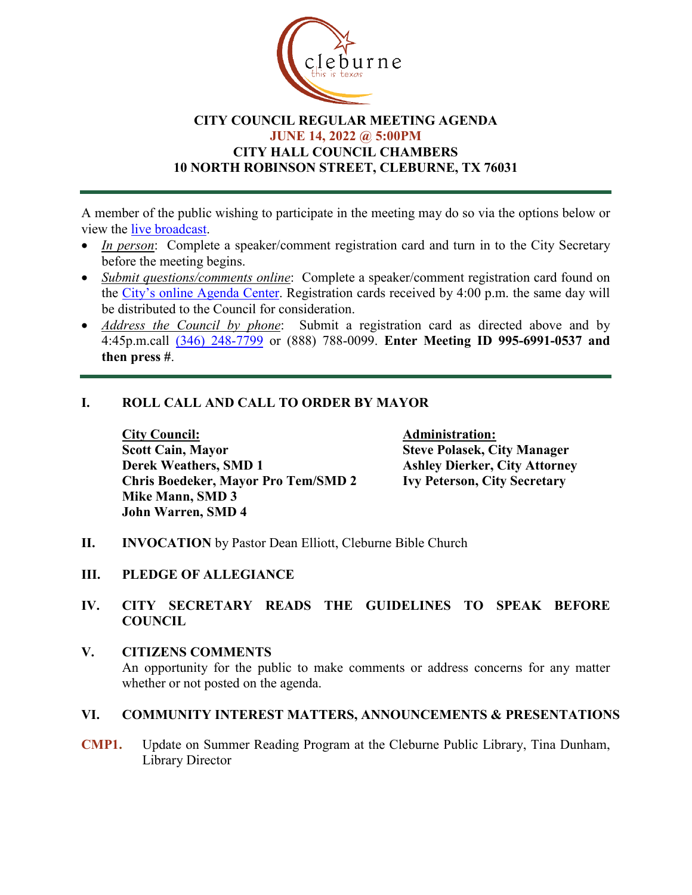# CITY COUNCIL REGULAR MEETING AGENDA

**JUNE 14, 2022 @ 5:00PM**

**CITY HALL COUNCIL CHAMBERS**

**10 NORTH ROBINSON STREET, CLEBURNE, TX 76031**

---

A member of the public wishing to participate in the meeting may do so via the options below or view the live broadcast.

- *In person*: Complete a speaker/comment registration card and turn in to the City Secretary before the meeting begins.
- *Submit questions/comments online*: Complete a speaker/comment registration card found on the City's online Agenda Center. Registration cards received by 4:00 p.m. the same day will be distributed to the Council for consideration.
- *Address the Council by phone*: Submit a registration card as directed above and by 4:45p.m.call (346) 248-7799 or (888) 788-0099. **Enter Meeting ID 995-6991-0537 and then press #**.

---

## I. ROLL CALL AND CALL TO ORDER BY MAYOR

**City Council:**
**Scott Cain, Mayor**
**Derek Weathers, SMD 1**
**Chris Boedeker, Mayor Pro Tem/SMD 2**
**Mike Mann, SMD 3**
**John Warren, SMD 4**

**Administration:**
**Steve Polasek, City Manager**
**Ashley Dierker, City Attorney**
**Ivy Peterson, City Secretary**

## II. INVOCATION by Pastor Dean Elliott, Cleburne Bible Church

## III. PLEDGE OF ALLEGIANCE

## IV. CITY SECRETARY READS THE GUIDELINES TO SPEAK BEFORE COUNCIL

## V. CITIZENS COMMENTS

An opportunity for the public to make comments or address concerns for any matter whether or not posted on the agenda.

## VI. COMMUNITY INTEREST MATTERS, ANNOUNCEMENTS & PRESENTATIONS

**CMP1.** Update on Summer Reading Program at the Cleburne Public Library, Tina Dunham, Library Director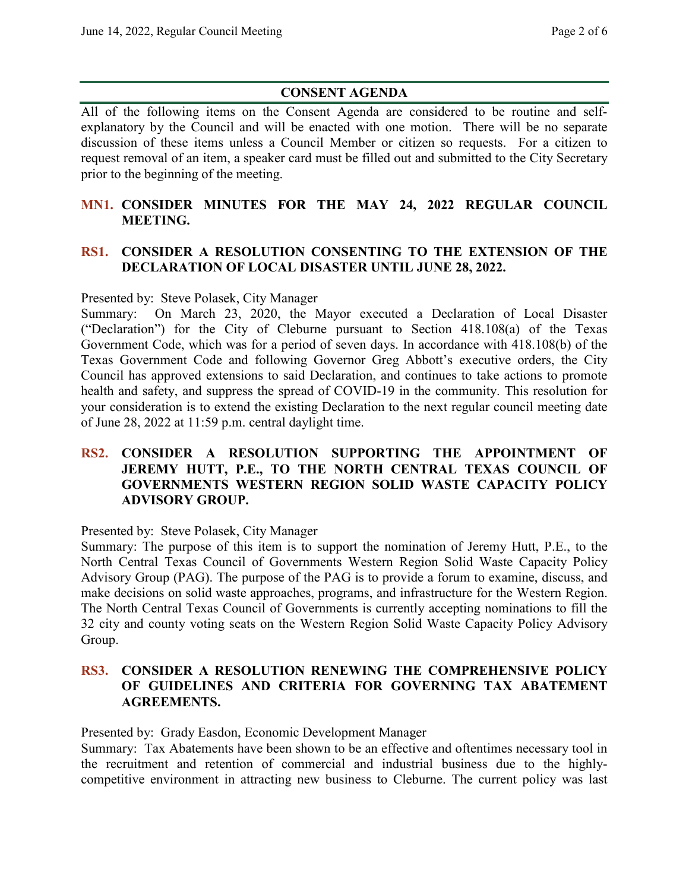## CONSENT AGENDA

All of the following items on the Consent Agenda are considered to be routine and self-explanatory by the Council and will be enacted with one motion. There will be no separate discussion of these items unless a Council Member or citizen so requests. For a citizen to request removal of an item, a speaker card must be filled out and submitted to the City Secretary prior to the beginning of the meeting.

### MN1. CONSIDER MINUTES FOR THE MAY 24, 2022 REGULAR COUNCIL MEETING.

### RS1. CONSIDER A RESOLUTION CONSENTING TO THE EXTENSION OF THE DECLARATION OF LOCAL DISASTER UNTIL JUNE 28, 2022.

Presented by: Steve Polasek, City Manager

Summary: On March 23, 2020, the Mayor executed a Declaration of Local Disaster ("Declaration") for the City of Cleburne pursuant to Section 418.108(a) of the Texas Government Code, which was for a period of seven days. In accordance with 418.108(b) of the Texas Government Code and following Governor Greg Abbott's executive orders, the City Council has approved extensions to said Declaration, and continues to take actions to promote health and safety, and suppress the spread of COVID-19 in the community. This resolution for your consideration is to extend the existing Declaration to the next regular council meeting date of June 28, 2022 at 11:59 p.m. central daylight time.

### RS2. CONSIDER A RESOLUTION SUPPORTING THE APPOINTMENT OF JEREMY HUTT, P.E., TO THE NORTH CENTRAL TEXAS COUNCIL OF GOVERNMENTS WESTERN REGION SOLID WASTE CAPACITY POLICY ADVISORY GROUP.

Presented by: Steve Polasek, City Manager

Summary: The purpose of this item is to support the nomination of Jeremy Hutt, P.E., to the North Central Texas Council of Governments Western Region Solid Waste Capacity Policy Advisory Group (PAG). The purpose of the PAG is to provide a forum to examine, discuss, and make decisions on solid waste approaches, programs, and infrastructure for the Western Region. The North Central Texas Council of Governments is currently accepting nominations to fill the 32 city and county voting seats on the Western Region Solid Waste Capacity Policy Advisory Group.

### RS3. CONSIDER A RESOLUTION RENEWING THE COMPREHENSIVE POLICY OF GUIDELINES AND CRITERIA FOR GOVERNING TAX ABATEMENT AGREEMENTS.

Presented by: Grady Easdon, Economic Development Manager

Summary: Tax Abatements have been shown to be an effective and oftentimes necessary tool in the recruitment and retention of commercial and industrial business due to the highly-competitive environment in attracting new business to Cleburne. The current policy was last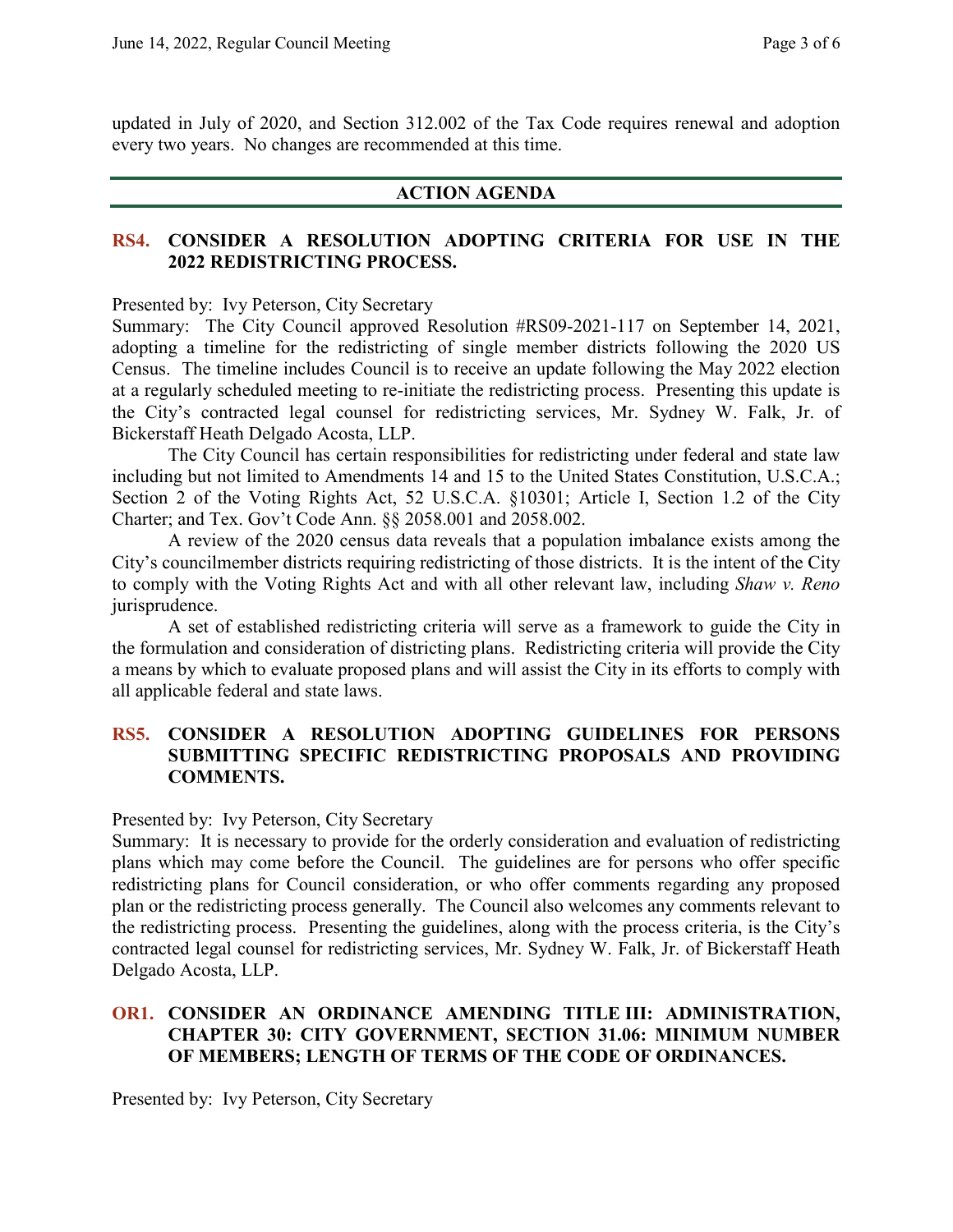updated in July of 2020, and Section 312.002 of the Tax Code requires renewal and adoption every two years. No changes are recommended at this time.

## ACTION AGENDA

### RS4. CONSIDER A RESOLUTION ADOPTING CRITERIA FOR USE IN THE 2022 REDISTRICTING PROCESS.

Presented by: Ivy Peterson, City Secretary

Summary: The City Council approved Resolution #RS09-2021-117 on September 14, 2021, adopting a timeline for the redistricting of single member districts following the 2020 US Census. The timeline includes Council is to receive an update following the May 2022 election at a regularly scheduled meeting to re-initiate the redistricting process. Presenting this update is the City's contracted legal counsel for redistricting services, Mr. Sydney W. Falk, Jr. of Bickerstaff Heath Delgado Acosta, LLP.

The City Council has certain responsibilities for redistricting under federal and state law including but not limited to Amendments 14 and 15 to the United States Constitution, U.S.C.A.; Section 2 of the Voting Rights Act, 52 U.S.C.A. §10301; Article I, Section 1.2 of the City Charter; and Tex. Gov't Code Ann. §§ 2058.001 and 2058.002.

A review of the 2020 census data reveals that a population imbalance exists among the City's councilmember districts requiring redistricting of those districts. It is the intent of the City to comply with the Voting Rights Act and with all other relevant law, including *Shaw v. Reno* jurisprudence.

A set of established redistricting criteria will serve as a framework to guide the City in the formulation and consideration of districting plans. Redistricting criteria will provide the City a means by which to evaluate proposed plans and will assist the City in its efforts to comply with all applicable federal and state laws.

### RS5. CONSIDER A RESOLUTION ADOPTING GUIDELINES FOR PERSONS SUBMITTING SPECIFIC REDISTRICTING PROPOSALS AND PROVIDING COMMENTS.

Presented by: Ivy Peterson, City Secretary

Summary: It is necessary to provide for the orderly consideration and evaluation of redistricting plans which may come before the Council. The guidelines are for persons who offer specific redistricting plans for Council consideration, or who offer comments regarding any proposed plan or the redistricting process generally. The Council also welcomes any comments relevant to the redistricting process. Presenting the guidelines, along with the process criteria, is the City's contracted legal counsel for redistricting services, Mr. Sydney W. Falk, Jr. of Bickerstaff Heath Delgado Acosta, LLP.

### OR1. CONSIDER AN ORDINANCE AMENDING TITLE III: ADMINISTRATION, CHAPTER 30: CITY GOVERNMENT, SECTION 31.06: MINIMUM NUMBER OF MEMBERS; LENGTH OF TERMS OF THE CODE OF ORDINANCES.

Presented by: Ivy Peterson, City Secretary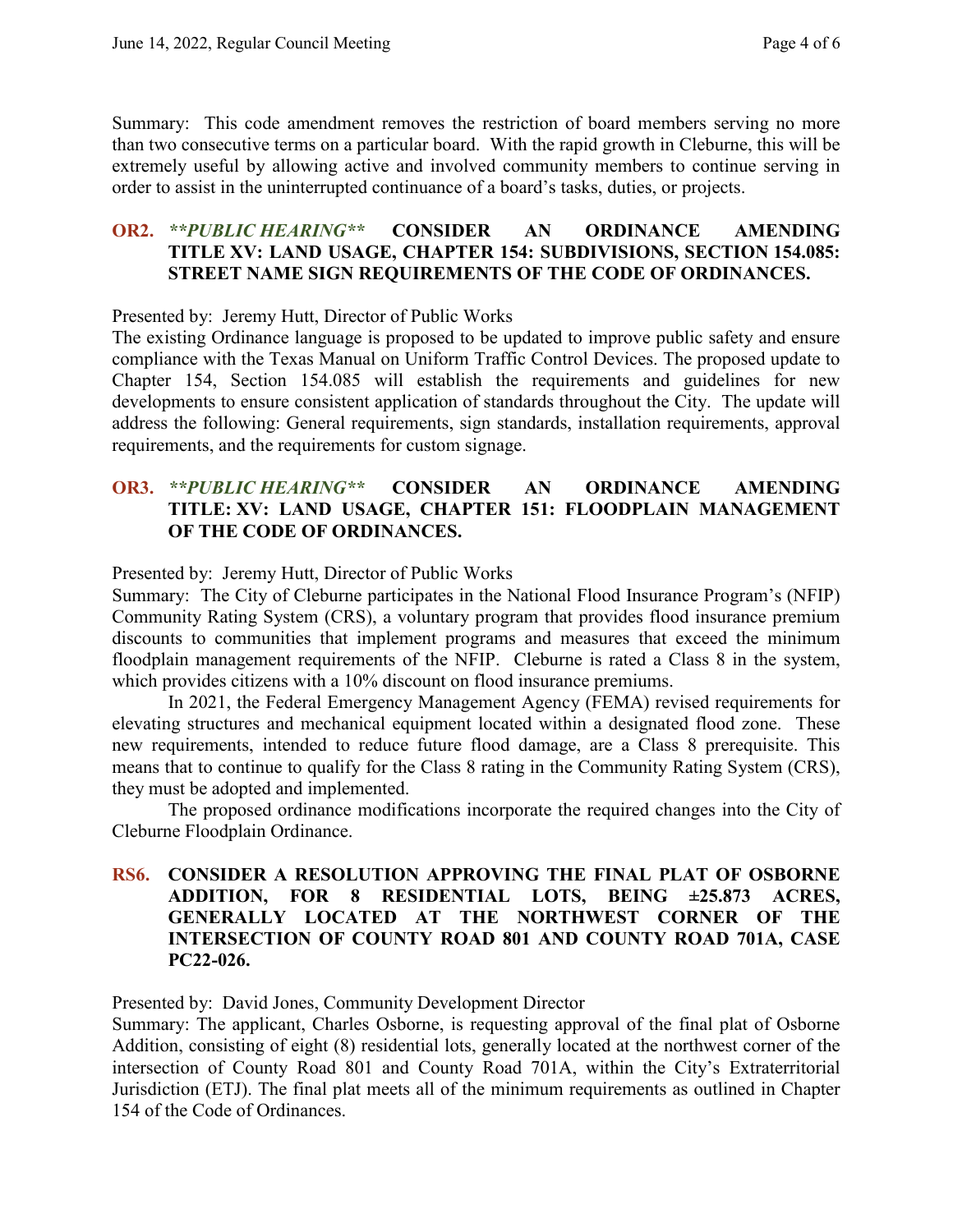Summary: This code amendment removes the restriction of board members serving no more than two consecutive terms on a particular board. With the rapid growth in Cleburne, this will be extremely useful by allowing active and involved community members to continue serving in order to assist in the uninterrupted continuance of a board's tasks, duties, or projects.

### OR2. ***\*\*PUBLIC HEARING\*\**** CONSIDER AN ORDINANCE AMENDING TITLE XV: LAND USAGE, CHAPTER 154: SUBDIVISIONS, SECTION 154.085: STREET NAME SIGN REQUIREMENTS OF THE CODE OF ORDINANCES.

Presented by: Jeremy Hutt, Director of Public Works
The existing Ordinance language is proposed to be updated to improve public safety and ensure compliance with the Texas Manual on Uniform Traffic Control Devices. The proposed update to Chapter 154, Section 154.085 will establish the requirements and guidelines for new developments to ensure consistent application of standards throughout the City. The update will address the following: General requirements, sign standards, installation requirements, approval requirements, and the requirements for custom signage.

### OR3. ***\*\*PUBLIC HEARING\*\**** CONSIDER AN ORDINANCE AMENDING TITLE: XV: LAND USAGE, CHAPTER 151: FLOODPLAIN MANAGEMENT OF THE CODE OF ORDINANCES.

Presented by: Jeremy Hutt, Director of Public Works
Summary: The City of Cleburne participates in the National Flood Insurance Program's (NFIP) Community Rating System (CRS), a voluntary program that provides flood insurance premium discounts to communities that implement programs and measures that exceed the minimum floodplain management requirements of the NFIP. Cleburne is rated a Class 8 in the system, which provides citizens with a 10% discount on flood insurance premiums.

In 2021, the Federal Emergency Management Agency (FEMA) revised requirements for elevating structures and mechanical equipment located within a designated flood zone. These new requirements, intended to reduce future flood damage, are a Class 8 prerequisite. This means that to continue to qualify for the Class 8 rating in the Community Rating System (CRS), they must be adopted and implemented.

The proposed ordinance modifications incorporate the required changes into the City of Cleburne Floodplain Ordinance.

### RS6. CONSIDER A RESOLUTION APPROVING THE FINAL PLAT OF OSBORNE ADDITION, FOR 8 RESIDENTIAL LOTS, BEING ±25.873 ACRES, GENERALLY LOCATED AT THE NORTHWEST CORNER OF THE INTERSECTION OF COUNTY ROAD 801 AND COUNTY ROAD 701A, CASE PC22-026.

Presented by: David Jones, Community Development Director
Summary: The applicant, Charles Osborne, is requesting approval of the final plat of Osborne Addition, consisting of eight (8) residential lots, generally located at the northwest corner of the intersection of County Road 801 and County Road 701A, within the City's Extraterritorial Jurisdiction (ETJ). The final plat meets all of the minimum requirements as outlined in Chapter 154 of the Code of Ordinances.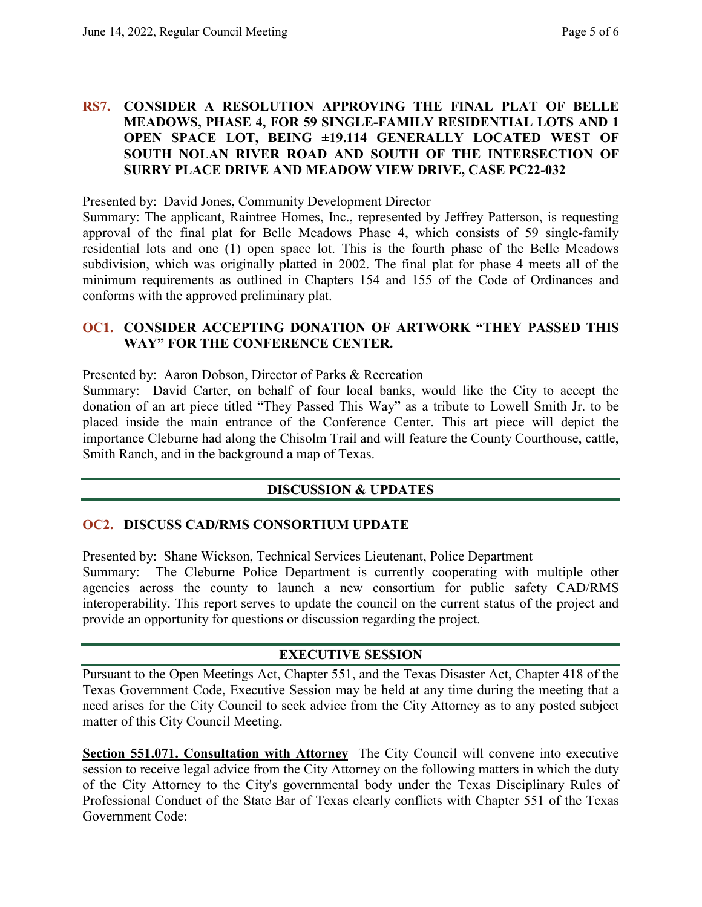### RS7. CONSIDER A RESOLUTION APPROVING THE FINAL PLAT OF BELLE MEADOWS, PHASE 4, FOR 59 SINGLE-FAMILY RESIDENTIAL LOTS AND 1 OPEN SPACE LOT, BEING ±19.114 GENERALLY LOCATED WEST OF SOUTH NOLAN RIVER ROAD AND SOUTH OF THE INTERSECTION OF SURRY PLACE DRIVE AND MEADOW VIEW DRIVE, CASE PC22-032

Presented by: David Jones, Community Development Director
Summary: The applicant, Raintree Homes, Inc., represented by Jeffrey Patterson, is requesting approval of the final plat for Belle Meadows Phase 4, which consists of 59 single-family residential lots and one (1) open space lot. This is the fourth phase of the Belle Meadows subdivision, which was originally platted in 2002. The final plat for phase 4 meets all of the minimum requirements as outlined in Chapters 154 and 155 of the Code of Ordinances and conforms with the approved preliminary plat.

### OC1. CONSIDER ACCEPTING DONATION OF ARTWORK "THEY PASSED THIS WAY" FOR THE CONFERENCE CENTER.

Presented by: Aaron Dobson, Director of Parks & Recreation
Summary: David Carter, on behalf of four local banks, would like the City to accept the donation of an art piece titled "They Passed This Way" as a tribute to Lowell Smith Jr. to be placed inside the main entrance of the Conference Center. This art piece will depict the importance Cleburne had along the Chisolm Trail and will feature the County Courthouse, cattle, Smith Ranch, and in the background a map of Texas.

## DISCUSSION & UPDATES

### OC2. DISCUSS CAD/RMS CONSORTIUM UPDATE

Presented by: Shane Wickson, Technical Services Lieutenant, Police Department
Summary: The Cleburne Police Department is currently cooperating with multiple other agencies across the county to launch a new consortium for public safety CAD/RMS interoperability. This report serves to update the council on the current status of the project and provide an opportunity for questions or discussion regarding the project.

## EXECUTIVE SESSION

Pursuant to the Open Meetings Act, Chapter 551, and the Texas Disaster Act, Chapter 418 of the Texas Government Code, Executive Session may be held at any time during the meeting that a need arises for the City Council to seek advice from the City Attorney as to any posted subject matter of this City Council Meeting.

**Section 551.071. Consultation with Attorney** The City Council will convene into executive session to receive legal advice from the City Attorney on the following matters in which the duty of the City Attorney to the City's governmental body under the Texas Disciplinary Rules of Professional Conduct of the State Bar of Texas clearly conflicts with Chapter 551 of the Texas Government Code: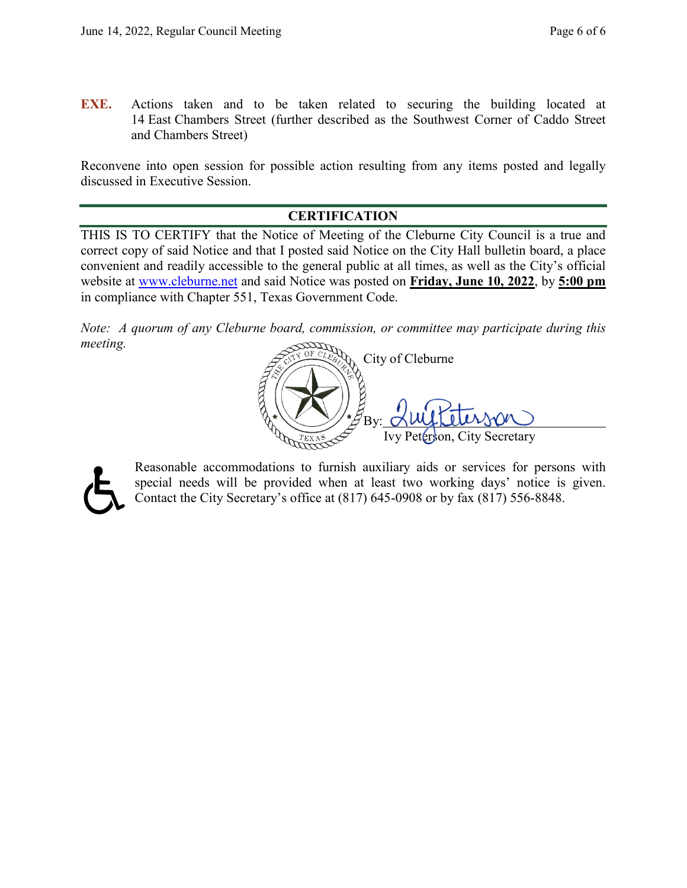**EXE.** Actions taken and to be taken related to securing the building located at 14 East Chambers Street (further described as the Southwest Corner of Caddo Street and Chambers Street)

Reconvene into open session for possible action resulting from any items posted and legally discussed in Executive Session.

## CERTIFICATION

THIS IS TO CERTIFY that the Notice of Meeting of the Cleburne City Council is a true and correct copy of said Notice and that I posted said Notice on the City Hall bulletin board, a place convenient and readily accessible to the general public at all times, as well as the City's official website at [www.cleburne.net](http://www.cleburne.net) and said Notice was posted on **Friday, June 10, 2022**, by **5:00 pm** in compliance with Chapter 551, Texas Government Code.

*Note: A quorum of any Cleburne board, commission, or committee may participate during this meeting.*

City of Cleburne

By: Ivy Peterson
Ivy Peterson, City Secretary

Reasonable accommodations to furnish auxiliary aids or services for persons with special needs will be provided when at least two working days' notice is given. Contact the City Secretary's office at (817) 645-0908 or by fax (817) 556-8848.